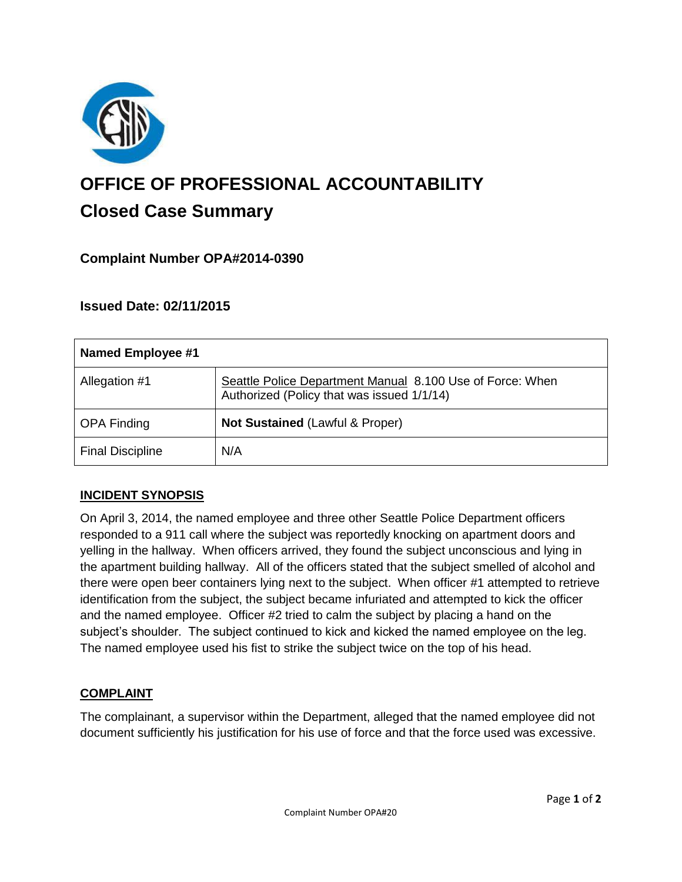# OFFICE OF PROFESSIONAL ACCOUNTABILITY

## Closed Case Summary

### Complaint Number OPA#2014-0390

### Issued Date: 02/11/2015

| Named Employee #1 | |
|---|---|
| Allegation #1 | Seattle Police Department Manual 8.100 Use of Force: When Authorized (Policy that was issued 1/1/14) |
| OPA Finding | **Not Sustained** (Lawful & Proper) |
| Final Discipline | N/A |

### INCIDENT SYNOPSIS

On April 3, 2014, the named employee and three other Seattle Police Department officers responded to a 911 call where the subject was reportedly knocking on apartment doors and yelling in the hallway. When officers arrived, they found the subject unconscious and lying in the apartment building hallway. All of the officers stated that the subject smelled of alcohol and there were open beer containers lying next to the subject. When officer #1 attempted to retrieve identification from the subject, the subject became infuriated and attempted to kick the officer and the named employee. Officer #2 tried to calm the subject by placing a hand on the subject's shoulder. The subject continued to kick and kicked the named employee on the leg. The named employee used his fist to strike the subject twice on the top of his head.

### COMPLAINT

The complainant, a supervisor within the Department, alleged that the named employee did not document sufficiently his justification for his use of force and that the force used was excessive.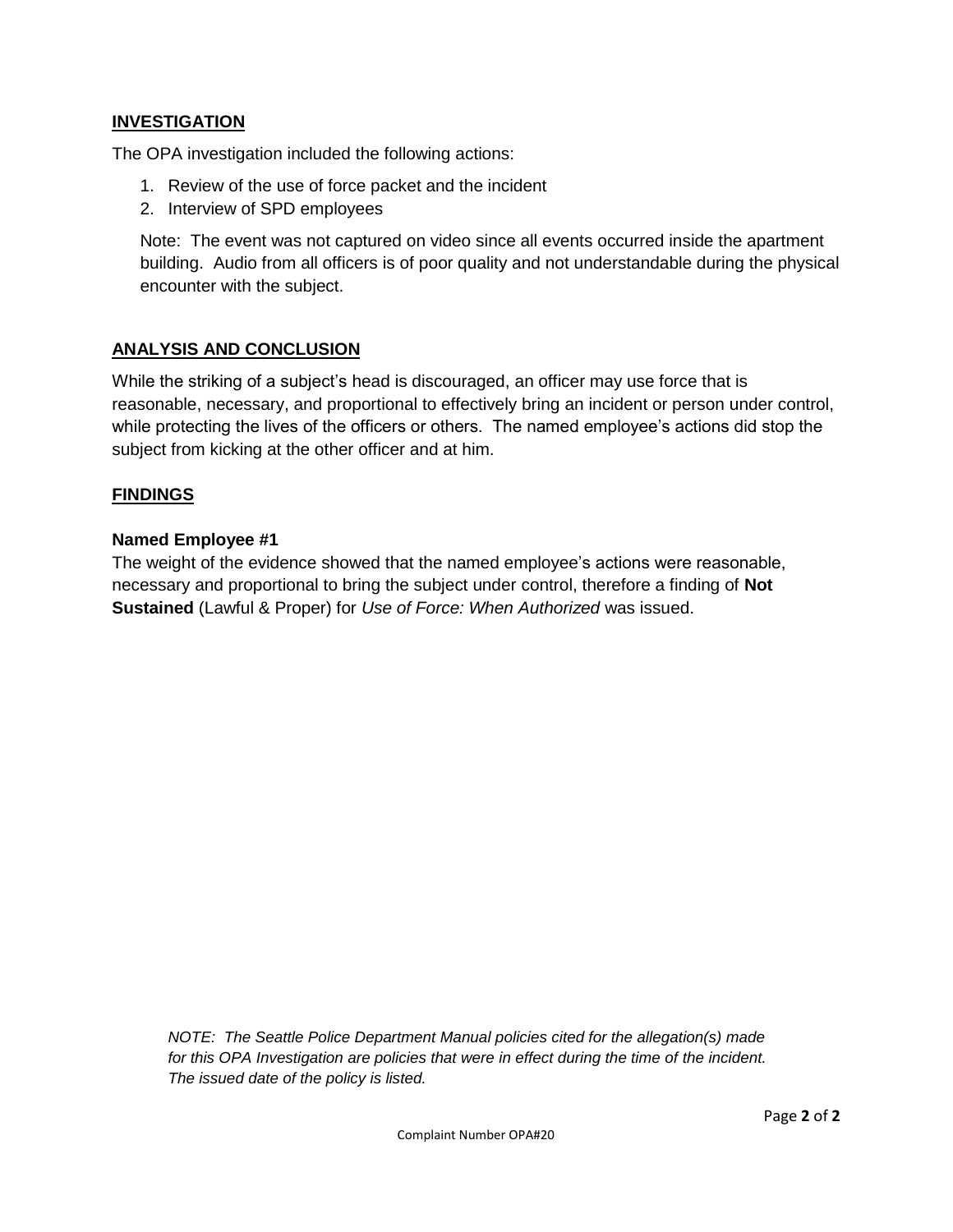## INVESTIGATION

The OPA investigation included the following actions:

1. Review of the use of force packet and the incident
2. Interview of SPD employees

Note: The event was not captured on video since all events occurred inside the apartment building. Audio from all officers is of poor quality and not understandable during the physical encounter with the subject.

## ANALYSIS AND CONCLUSION

While the striking of a subject's head is discouraged, an officer may use force that is reasonable, necessary, and proportional to effectively bring an incident or person under control, while protecting the lives of the officers or others. The named employee's actions did stop the subject from kicking at the other officer and at him.

## FINDINGS

### Named Employee #1

The weight of the evidence showed that the named employee's actions were reasonable, necessary and proportional to bring the subject under control, therefore a finding of **Not Sustained** (Lawful & Proper) for *Use of Force: When Authorized* was issued.

*NOTE: The Seattle Police Department Manual policies cited for the allegation(s) made for this OPA Investigation are policies that were in effect during the time of the incident. The issued date of the policy is listed.*

Complaint Number OPA#20